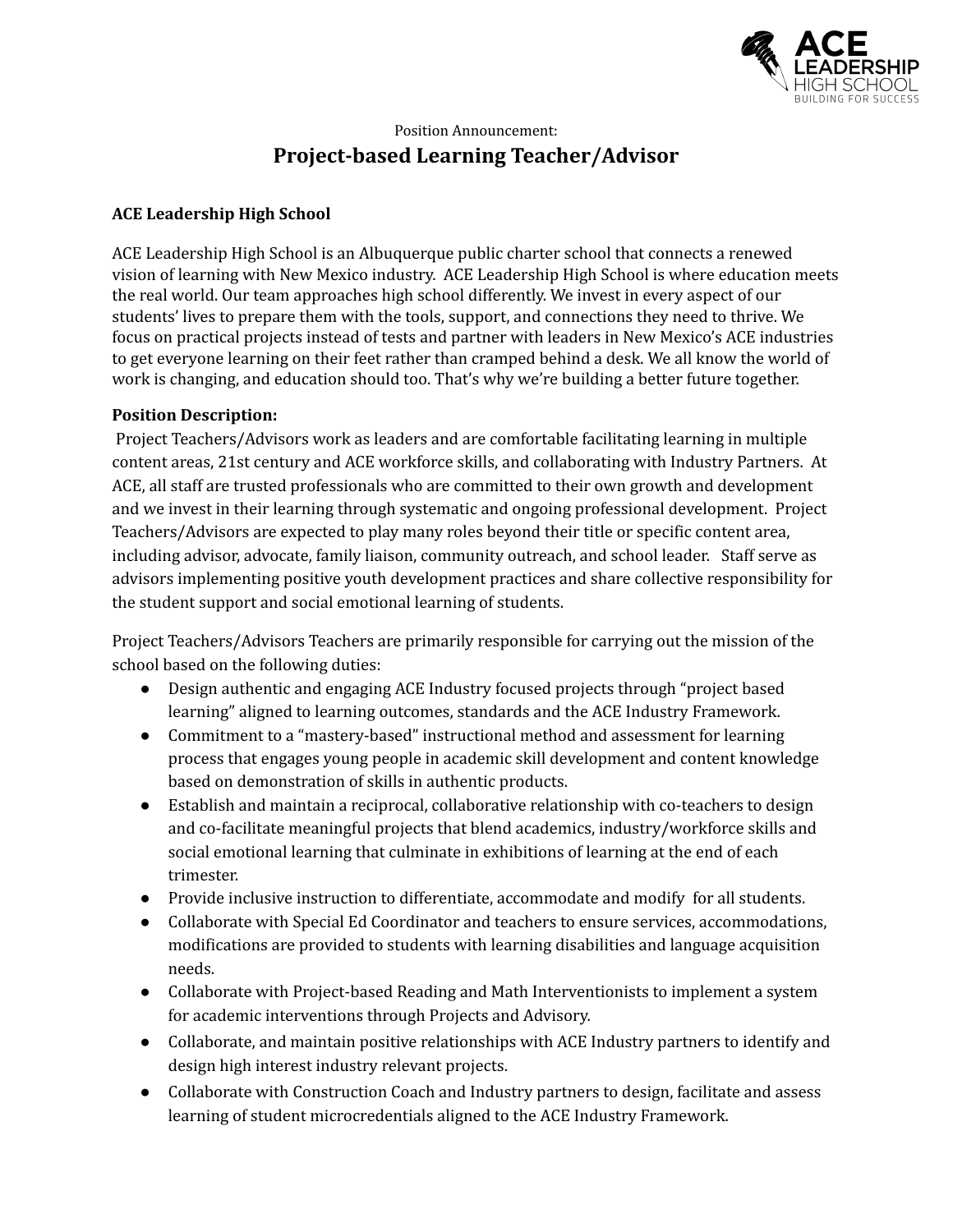Position Announcement:

# Project-based Learning Teacher/Advisor

**ACE Leadership High School**

ACE Leadership High School is an Albuquerque public charter school that connects a renewed vision of learning with New Mexico industry. ACE Leadership High School is where education meets the real world. Our team approaches high school differently. We invest in every aspect of our students' lives to prepare them with the tools, support, and connections they need to thrive. We focus on practical projects instead of tests and partner with leaders in New Mexico's ACE industries to get everyone learning on their feet rather than cramped behind a desk. We all know the world of work is changing, and education should too. That's why we're building a better future together.

**Position Description:**

Project Teachers/Advisors work as leaders and are comfortable facilitating learning in multiple content areas, 21st century and ACE workforce skills, and collaborating with Industry Partners. At ACE, all staff are trusted professionals who are committed to their own growth and development and we invest in their learning through systematic and ongoing professional development. Project Teachers/Advisors are expected to play many roles beyond their title or specific content area, including advisor, advocate, family liaison, community outreach, and school leader. Staff serve as advisors implementing positive youth development practices and share collective responsibility for the student support and social emotional learning of students.

Project Teachers/Advisors Teachers are primarily responsible for carrying out the mission of the school based on the following duties:

- Design authentic and engaging ACE Industry focused projects through "project based learning" aligned to learning outcomes, standards and the ACE Industry Framework.
- Commitment to a "mastery-based" instructional method and assessment for learning process that engages young people in academic skill development and content knowledge based on demonstration of skills in authentic products.
- Establish and maintain a reciprocal, collaborative relationship with co-teachers to design and co-facilitate meaningful projects that blend academics, industry/workforce skills and social emotional learning that culminate in exhibitions of learning at the end of each trimester.
- Provide inclusive instruction to differentiate, accommodate and modify for all students.
- Collaborate with Special Ed Coordinator and teachers to ensure services, accommodations, modifications are provided to students with learning disabilities and language acquisition needs.
- Collaborate with Project-based Reading and Math Interventionists to implement a system for academic interventions through Projects and Advisory.
- Collaborate, and maintain positive relationships with ACE Industry partners to identify and design high interest industry relevant projects.
- Collaborate with Construction Coach and Industry partners to design, facilitate and assess learning of student microcredentials aligned to the ACE Industry Framework.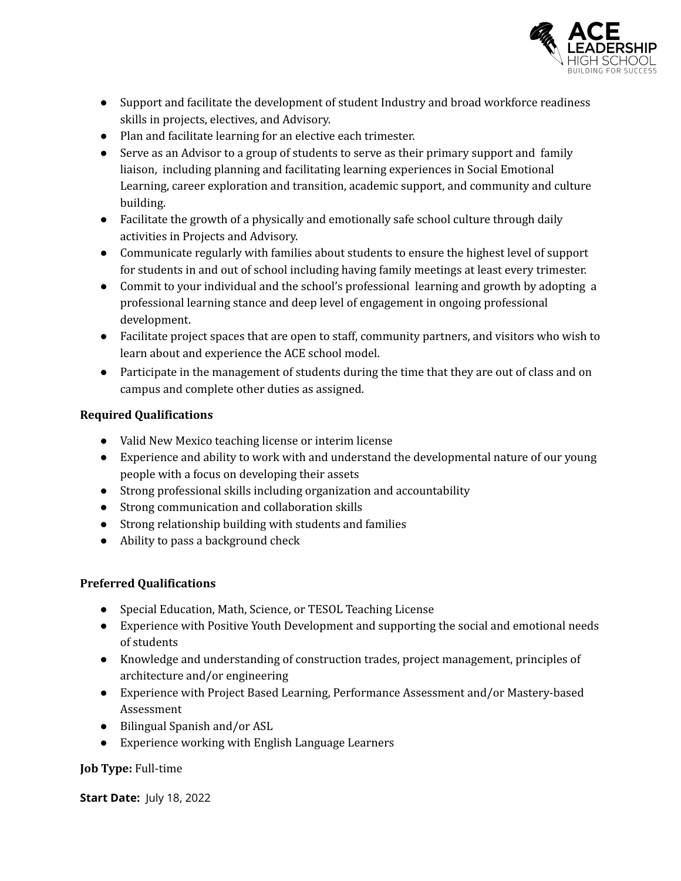- Support and facilitate the development of student Industry and broad workforce readiness skills in projects, electives, and Advisory.
- Plan and facilitate learning for an elective each trimester.
- Serve as an Advisor to a group of students to serve as their primary support and family liaison, including planning and facilitating learning experiences in Social Emotional Learning, career exploration and transition, academic support, and community and culture building.
- Facilitate the growth of a physically and emotionally safe school culture through daily activities in Projects and Advisory.
- Communicate regularly with families about students to ensure the highest level of support for students in and out of school including having family meetings at least every trimester.
- Commit to your individual and the school's professional learning and growth by adopting a professional learning stance and deep level of engagement in ongoing professional development.
- Facilitate project spaces that are open to staff, community partners, and visitors who wish to learn about and experience the ACE school model.
- Participate in the management of students during the time that they are out of class and on campus and complete other duties as assigned.

**Required Qualifications**

- Valid New Mexico teaching license or interim license
- Experience and ability to work with and understand the developmental nature of our young people with a focus on developing their assets
- Strong professional skills including organization and accountability
- Strong communication and collaboration skills
- Strong relationship building with students and families
- Ability to pass a background check

**Preferred Qualifications**

- Special Education, Math, Science, or TESOL Teaching License
- Experience with Positive Youth Development and supporting the social and emotional needs of students
- Knowledge and understanding of construction trades, project management, principles of architecture and/or engineering
- Experience with Project Based Learning, Performance Assessment and/or Mastery-based Assessment
- Bilingual Spanish and/or ASL
- Experience working with English Language Learners

**Job Type:** Full-time

**Start Date:** July 18, 2022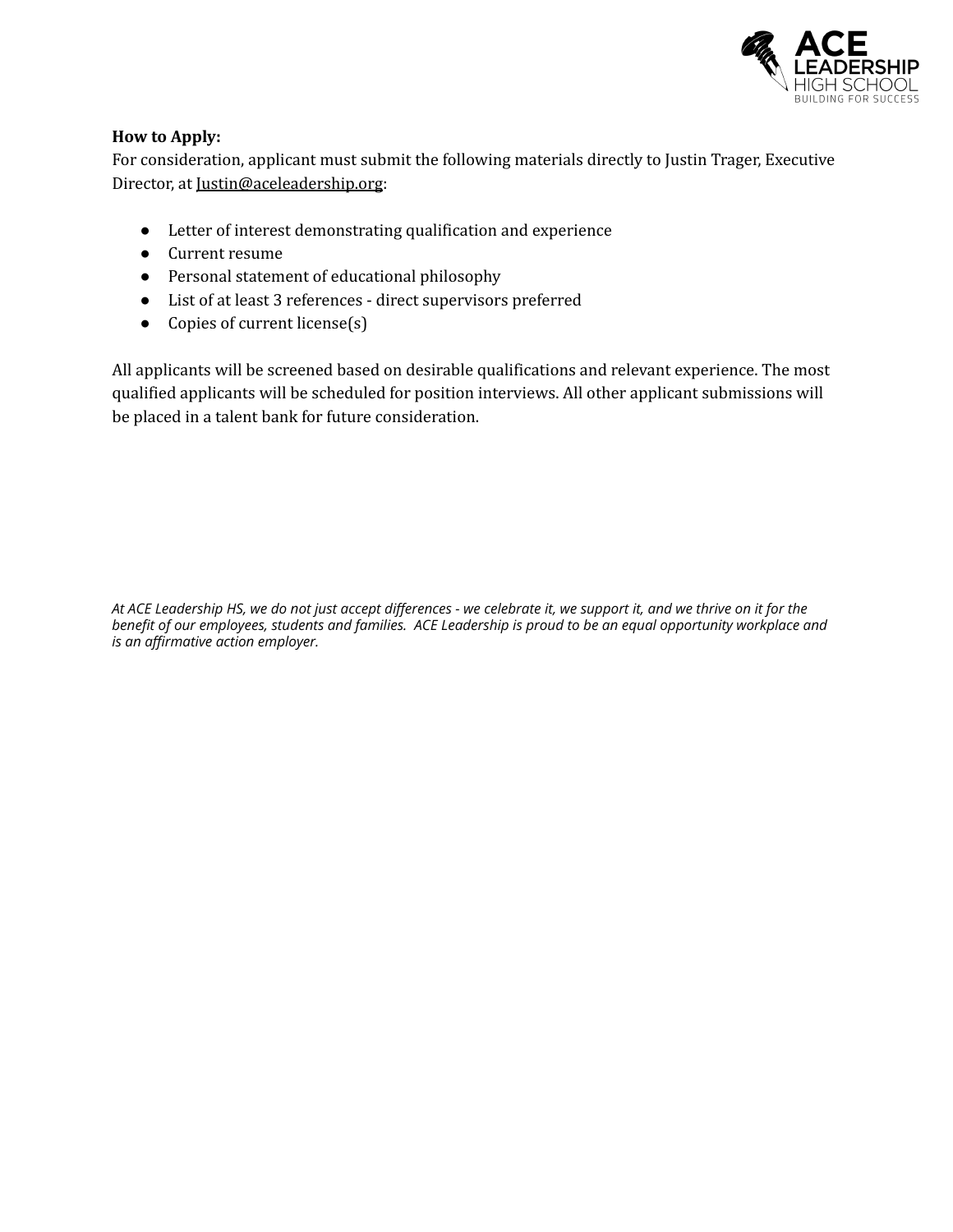**How to Apply:**
For consideration, applicant must submit the following materials directly to Justin Trager, Executive Director, at Justin@aceleadership.org:

- Letter of interest demonstrating qualification and experience
- Current resume
- Personal statement of educational philosophy
- List of at least 3 references - direct supervisors preferred
- Copies of current license(s)

All applicants will be screened based on desirable qualifications and relevant experience. The most qualified applicants will be scheduled for position interviews. All other applicant submissions will be placed in a talent bank for future consideration.

*At ACE Leadership HS, we do not just accept differences - we celebrate it, we support it, and we thrive on it for the benefit of our employees, students and families. ACE Leadership is proud to be an equal opportunity workplace and is an affirmative action employer.*